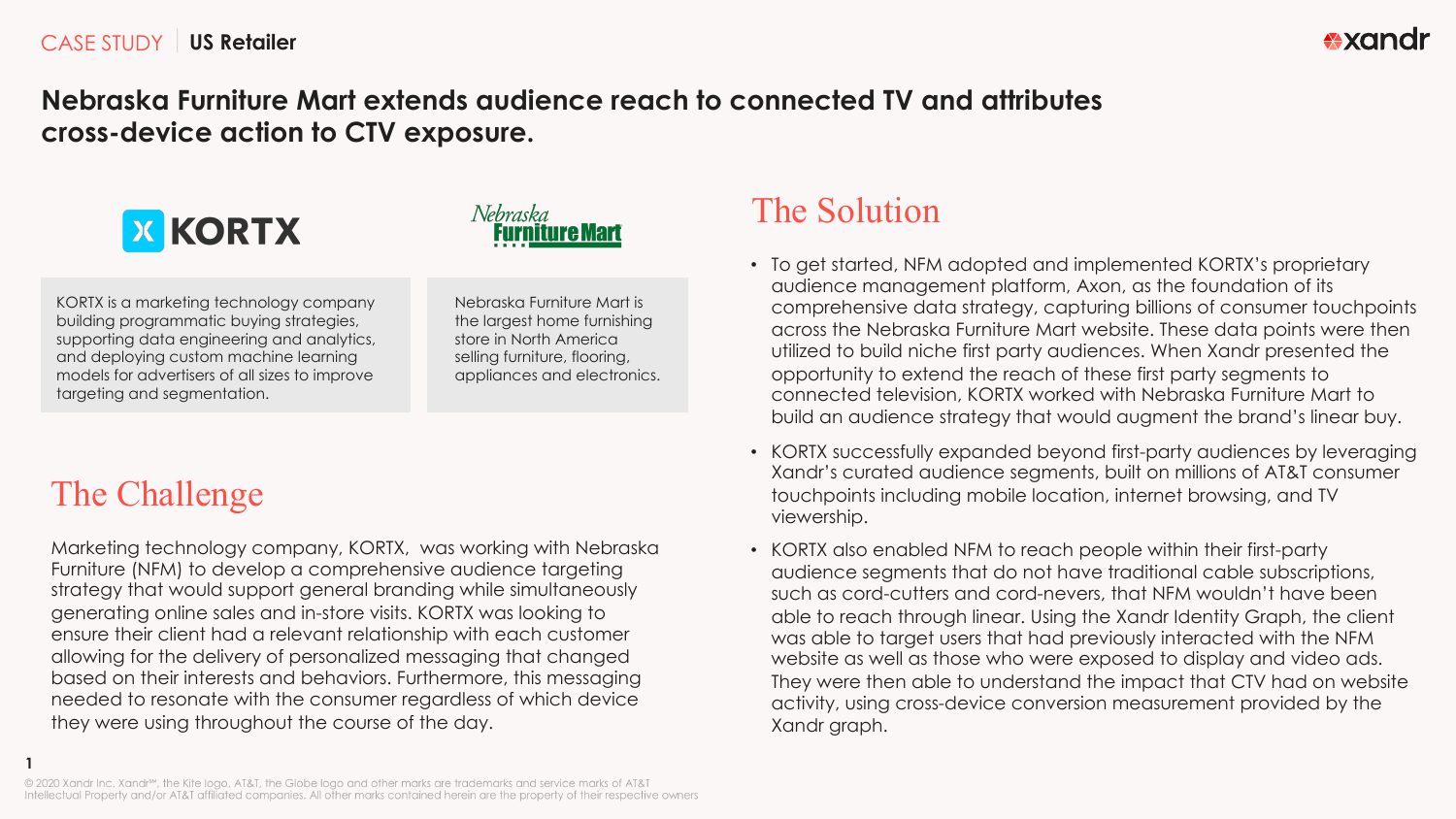CASE STUDY | **US Retailer**

# Nebraska Furniture Mart extends audience reach to connected TV and attributes cross-device action to CTV exposure.

**KORTX**

KORTX is a marketing technology company building programmatic buying strategies, supporting data engineering and analytics, and deploying custom machine learning models for advertisers of all sizes to improve targeting and segmentation.

**Nebraska Furniture Mart**

Nebraska Furniture Mart is the largest home furnishing store in North America selling furniture, flooring, appliances and electronics.

## The Challenge

Marketing technology company, KORTX, was working with Nebraska Furniture (NFM) to develop a comprehensive audience targeting strategy that would support general branding while simultaneously generating online sales and in-store visits. KORTX was looking to ensure their client had a relevant relationship with each customer allowing for the delivery of personalized messaging that changed based on their interests and behaviors. Furthermore, this messaging needed to resonate with the consumer regardless of which device they were using throughout the course of the day.

## The Solution

- To get started, NFM adopted and implemented KORTX's proprietary audience management platform, Axon, as the foundation of its comprehensive data strategy, capturing billions of consumer touchpoints across the Nebraska Furniture Mart website. These data points were then utilized to build niche first party audiences. When Xandr presented the opportunity to extend the reach of these first party segments to connected television, KORTX worked with Nebraska Furniture Mart to build an audience strategy that would augment the brand's linear buy.
- KORTX successfully expanded beyond first-party audiences by leveraging Xandr's curated audience segments, built on millions of AT&T consumer touchpoints including mobile location, internet browsing, and TV viewership.
- KORTX also enabled NFM to reach people within their first-party audience segments that do not have traditional cable subscriptions, such as cord-cutters and cord-nevers, that NFM wouldn't have been able to reach through linear. Using the Xandr Identity Graph, the client was able to target users that had previously interacted with the NFM website as well as those who were exposed to display and video ads. They were then able to understand the impact that CTV had on website activity, using cross-device conversion measurement provided by the Xandr graph.

© 2020 Xandr Inc. Xandr℠, the Kite logo, AT&T, the Globe logo and other marks are trademarks and service marks of AT&T Intellectual Property and/or AT&T affiliated companies. All other marks contained herein are the property of their respective owners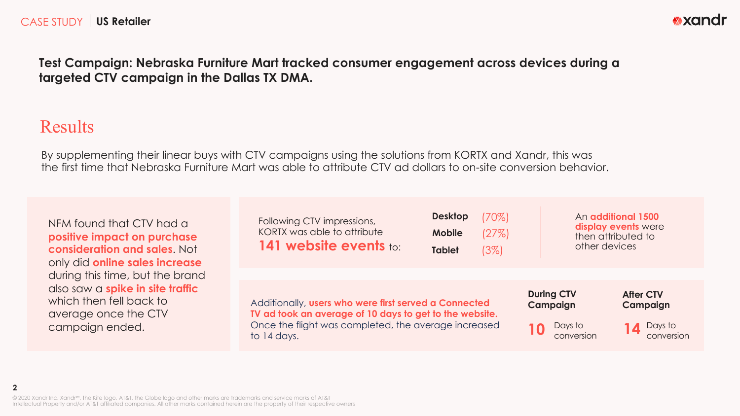CASE STUDY | **US Retailer**

**Test Campaign: Nebraska Furniture Mart tracked consumer engagement across devices during a targeted CTV campaign in the Dallas TX DMA.**

## Results

By supplementing their linear buys with CTV campaigns using the solutions from KORTX and Xandr, this was the first time that Nebraska Furniture Mart was able to attribute CTV ad dollars to on-site conversion behavior.

NFM found that CTV had a **positive impact on purchase consideration and sales**. Not only did **online sales increase** during this time, but the brand also saw a **spike in site traffic** which then fell back to average once the CTV campaign ended.

Following CTV impressions, KORTX was able to attribute **141 website events** to:

**Desktop** (70%)

**Mobile** (27%)

**Tablet** (3%)

An **additional 1500 display events** were then attributed to other devices

Additionally, **users who were first served a Connected TV ad took an average of 10 days to get to the website.** Once the flight was completed, the average increased to 14 days.

**During CTV Campaign**

**10** Days to conversion

**After CTV Campaign**

**14** Days to conversion

© 2020 Xandr Inc. Xandr℠, the Kite logo, AT&T, the Globe logo and other marks are trademarks and service marks of AT&T Intellectual Property and/or AT&T affiliated companies. All other marks contained herein are the property of their respective owners